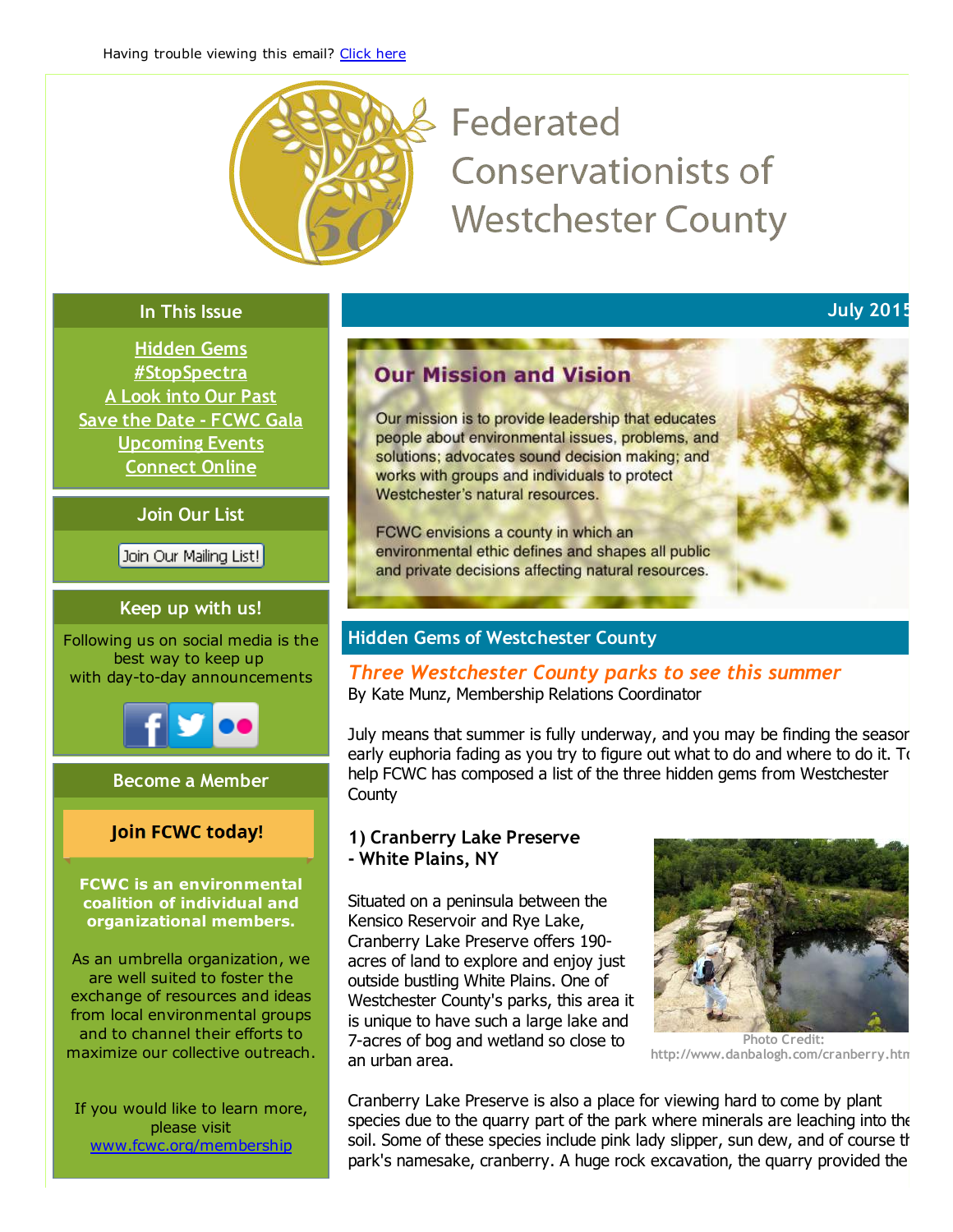Having trouble viewing this email? Click here

# Federated Conservationists of Westchester County

## In This Issue

- Hidden Gems
- #StopSpectra
- A Look into Our Past
- Save the Date - FCWC Gala
- Upcoming Events
- Connect Online

## Join Our List

Join Our Mailing List!

## Keep up with us!

Following us on social media is the best way to keep up with day-to-day announcements

## Become a Member

**Join FCWC today!**

**FCWC is an environmental coalition of individual and organizational members.**

As an umbrella organization, we are well suited to foster the exchange of resources and ideas from local environmental groups and to channel their efforts to maximize our collective outreach.

If you would like to learn more, please visit www.fcwc.org/membership

July 2015

## Our Mission and Vision

Our mission is to provide leadership that educates people about environmental issues, problems, and solutions; advocates sound decision making; and works with groups and individuals to protect Westchester's natural resources.

FCWC envisions a county in which an environmental ethic defines and shapes all public and private decisions affecting natural resources.

## Hidden Gems of Westchester County

### *Three Westchester County parks to see this summer*

By Kate Munz, Membership Relations Coordinator

July means that summer is fully underway, and you may be finding the season early euphoria fading as you try to figure out what to do and where to do it. To help FCWC has composed a list of the three hidden gems from Westchester County

**1) Cranberry Lake Preserve - White Plains, NY**

Situated on a peninsula between the Kensico Reservoir and Rye Lake, Cranberry Lake Preserve offers 190-acres of land to explore and enjoy just outside bustling White Plains. One of Westchester County's parks, this area it is unique to have such a large lake and 7-acres of bog and wetland so close to an urban area.

Photo Credit: http://www.danbalogh.com/cranberry.htm

Cranberry Lake Preserve is also a place for viewing hard to come by plant species due to the quarry part of the park where minerals are leaching into the soil. Some of these species include pink lady slipper, sun dew, and of course the park's namesake, cranberry. A huge rock excavation, the quarry provided the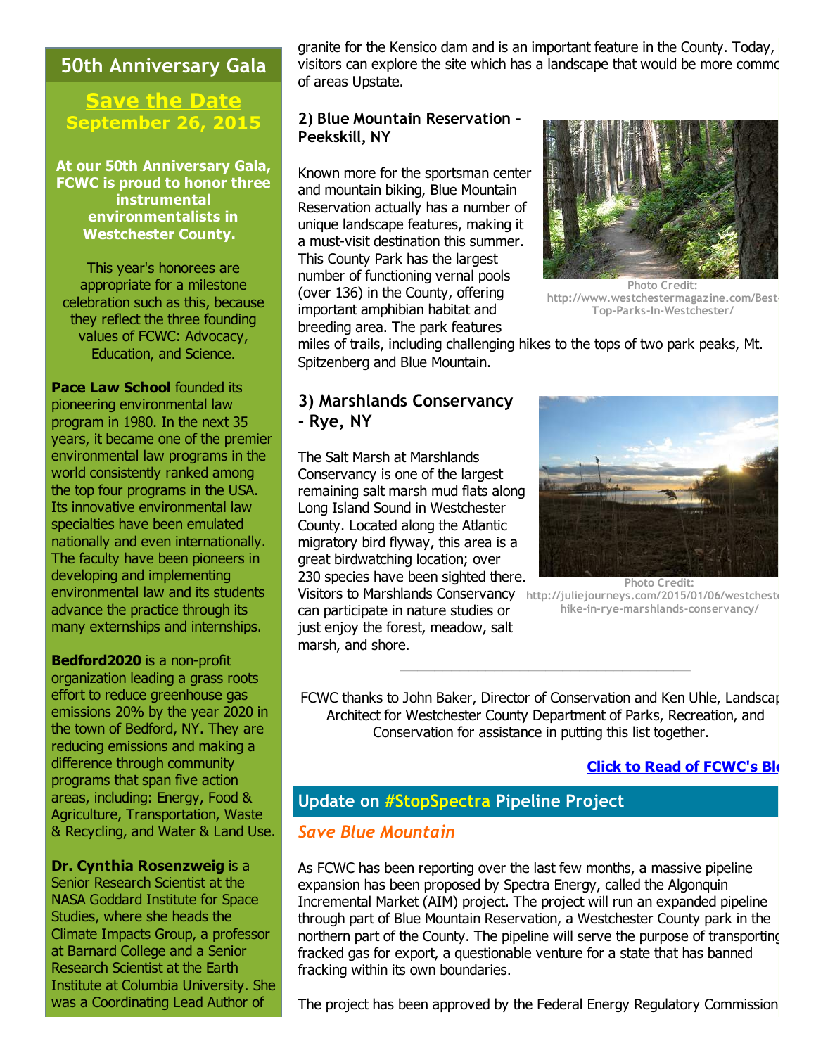## 50th Anniversary Gala

### Save the Date
**September 26, 2015**

**At our 50th Anniversary Gala, FCWC is proud to honor three instrumental environmentalists in Westchester County.**

This year's honorees are appropriate for a milestone celebration such as this, because they reflect the three founding values of FCWC: Advocacy, Education, and Science.

**Pace Law School** founded its pioneering environmental law program in 1980. In the next 35 years, it became one of the premier environmental law programs in the world consistently ranked among the top four programs in the USA. Its innovative environmental law specialties have been emulated nationally and even internationally. The faculty have been pioneers in developing and implementing environmental law and its students advance the practice through its many externships and internships.

**Bedford2020** is a non-profit organization leading a grass roots effort to reduce greenhouse gas emissions 20% by the year 2020 in the town of Bedford, NY. They are reducing emissions and making a difference through community programs that span five action areas, including: Energy, Food & Agriculture, Transportation, Waste & Recycling, and Water & Land Use.

**Dr. Cynthia Rosenzweig** is a Senior Research Scientist at the NASA Goddard Institute for Space Studies, where she heads the Climate Impacts Group, a professor at Barnard College and a Senior Research Scientist at the Earth Institute at Columbia University. She was a Coordinating Lead Author of

granite for the Kensico dam and is an important feature in the County. Today, visitors can explore the site which has a landscape that would be more commo of areas Upstate.

### 2) Blue Mountain Reservation - Peekskill, NY

Known more for the sportsman center and mountain biking, Blue Mountain Reservation actually has a number of unique landscape features, making it a must-visit destination this summer. This County Park has the largest number of functioning vernal pools (over 136) in the County, offering important amphibian habitat and breeding area. The park features miles of trails, including challenging hikes to the tops of two park peaks, Mt. Spitzenberg and Blue Mountain.

Photo Credit: http://www.westchestermagazine.com/Best-Top-Parks-In-Westchester/

### 3) Marshlands Conservancy - Rye, NY

The Salt Marsh at Marshlands Conservancy is one of the largest remaining salt marsh mud flats along Long Island Sound in Westchester County. Located along the Atlantic migratory bird flyway, this area is a great birdwatching location; over 230 species have been sighted there. Visitors to Marshlands Conservancy can participate in nature studies or just enjoy the forest, meadow, salt marsh, and shore.

Photo Credit: http://juliejourneys.com/2015/01/06/westchest-hike-in-rye-marshlands-conservancy/

---

FCWC thanks to John Baker, Director of Conservation and Ken Uhle, Landscap Architect for Westchester County Department of Parks, Recreation, and Conservation for assistance in putting this list together.

**Click to Read of FCWC's Bl**

## Update on #StopSpectra Pipeline Project

### *Save Blue Mountain*

As FCWC has been reporting over the last few months, a massive pipeline expansion has been proposed by Spectra Energy, called the Algonquin Incremental Market (AIM) project. The project will run an expanded pipeline through part of Blue Mountain Reservation, a Westchester County park in the northern part of the County. The pipeline will serve the purpose of transporting fracked gas for export, a questionable venture for a state that has banned fracking within its own boundaries.

The project has been approved by the Federal Energy Regulatory Commission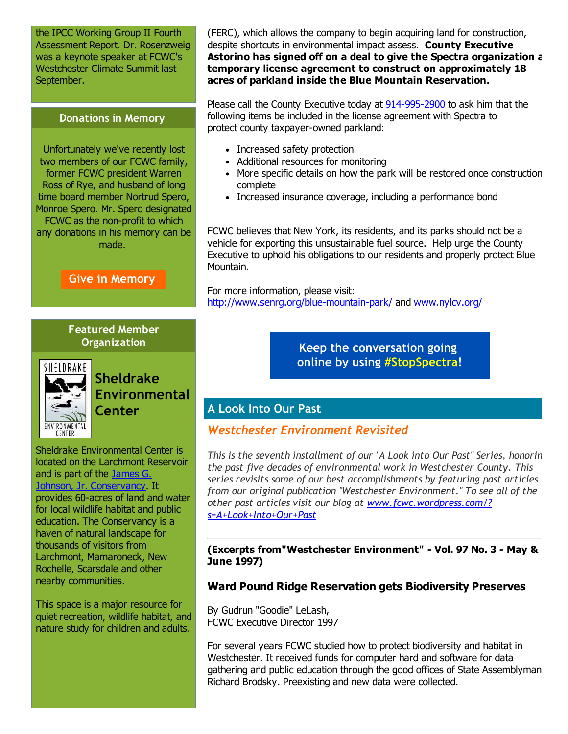the IPCC Working Group II Fourth Assessment Report. Dr. Rosenzweig was a keynote speaker at FCWC's Westchester Climate Summit last September.

### Donations in Memory

Unfortunately we've recently lost two members of our FCWC family, former FCWC president Warren Ross of Rye, and husband of long time board member Nortrud Spero, Monroe Spero. Mr. Spero designated FCWC as the non-profit to which any donations in his memory can be made.

**Give in Memory**

### Featured Member Organization

## Sheldrake Environmental Center

Sheldrake Environmental Center is located on the Larchmont Reservoir and is part of the [James G. Johnson, Jr. Conservancy](). It provides 60-acres of land and water for local wildlife habitat and public education. The Conservancy is a haven of natural landscape for thousands of visitors from Larchmont, Mamaroneck, New Rochelle, Scarsdale and other nearby communities.

This space is a major resource for quiet recreation, wildlife habitat, and nature study for children and adults.

(FERC), which allows the company to begin acquiring land for construction, despite shortcuts in environmental impact assess. **County Executive Astorino has signed off on a deal to give the Spectra organization a temporary license agreement to construct on approximately 18 acres of parkland inside the Blue Mountain Reservation.**

Please call the County Executive today at 914-995-2900 to ask him that the following items be included in the license agreement with Spectra to protect county taxpayer-owned parkland:

- Increased safety protection
- Additional resources for monitoring
- More specific details on how the park will be restored once construction complete
- Increased insurance coverage, including a performance bond

FCWC believes that New York, its residents, and its parks should not be a vehicle for exporting this unsustainable fuel source. Help urge the County Executive to uphold his obligations to our residents and properly protect Blue Mountain.

For more information, please visit:
[http://www.senrg.org/blue-mountain-park/](http://www.senrg.org/blue-mountain-park/) and [www.nylcv.org/](http://www.nylcv.org/)

**Keep the conversation going online by using #StopSpectra!**

## A Look Into Our Past

### *Westchester Environment Revisited*

*This is the seventh installment of our "A Look into Our Past" Series, honoring the past five decades of environmental work in Westchester County. This series revisits some of our best accomplishments by featuring past articles from our original publication "Westchester Environment." To see all of the other past articles visit our blog at [www.fcwc.wordpress.com/?s=A+Look+Into+Our+Past](www.fcwc.wordpress.com/?s=A+Look+Into+Our+Past)*

---

**(Excerpts from"Westchester Environment" - Vol. 97 No. 3 - May & June 1997)**

### Ward Pound Ridge Reservation gets Biodiversity Preserves

By Gudrun "Goodie" LeLash,
FCWC Executive Director 1997

For several years FCWC studied how to protect biodiversity and habitat in Westchester. It received funds for computer hard and software for data gathering and public education through the good offices of State Assemblyman Richard Brodsky. Preexisting and new data were collected.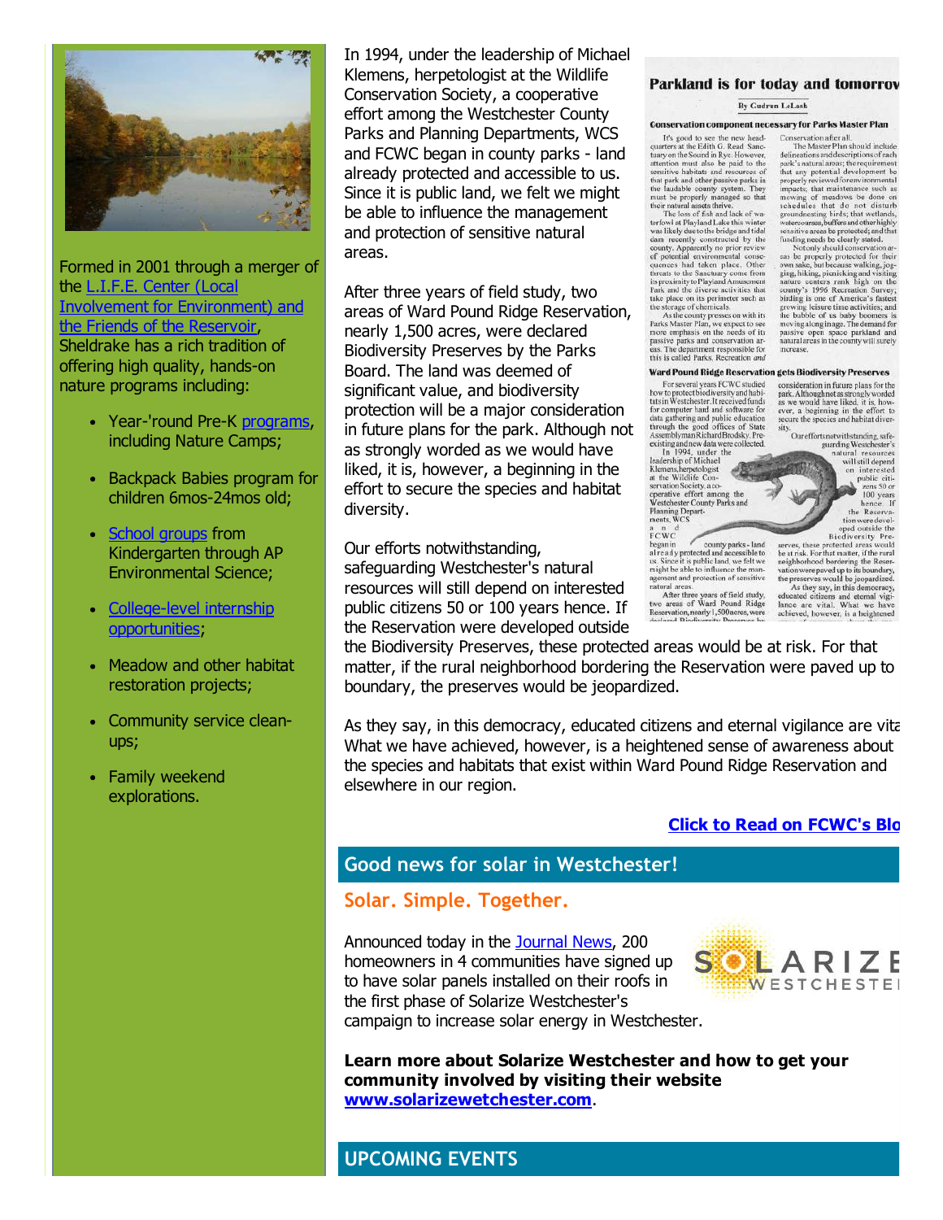Formed in 2001 through a merger of the L.I.F.E. Center (Local Involvement for Environment) and the Friends of the Reservoir, Sheldrake has a rich tradition of offering high quality, hands-on nature programs including:

- Year-'round Pre-K programs, including Nature Camps;
- Backpack Babies program for children 6mos-24mos old;
- School groups from Kindergarten through AP Environmental Science;
- College-level internship opportunities;
- Meadow and other habitat restoration projects;
- Community service clean-ups;
- Family weekend explorations.

In 1994, under the leadership of Michael Klemens, herpetologist at the Wildlife Conservation Society, a cooperative effort among the Westchester County Parks and Planning Departments, WCS and FCWC began in county parks - land already protected and accessible to us. Since it is public land, we felt we might be able to influence the management and protection of sensitive natural areas.

After three years of field study, two areas of Ward Pound Ridge Reservation, nearly 1,500 acres, were declared Biodiversity Preserves by the Parks Board. The land was deemed of significant value, and biodiversity protection will be a major consideration in future plans for the park. Although not as strongly worded as we would have liked, it is, however, a beginning in the effort to secure the species and habitat diversity.

Our efforts notwithstanding, safeguarding Westchester's natural resources will still depend on interested public citizens 50 or 100 years hence. If the Reservation were developed outside the Biodiversity Preserves, these protected areas would be at risk. For that matter, if the rural neighborhood bordering the Reservation were paved up to boundary, the preserves would be jeopardized.

As they say, in this democracy, educated citizens and eternal vigilance are vita What we have achieved, however, is a heightened sense of awareness about the species and habitats that exist within Ward Pound Ridge Reservation and elsewhere in our region.

**Click to Read on FCWC's Blo**

## Good news for solar in Westchester!

### Solar. Simple. Together.

Announced today in the Journal News, 200 homeowners in 4 communities have signed up to have solar panels installed on their roofs in the first phase of Solarize Westchester's campaign to increase solar energy in Westchester.

**Learn more about Solarize Westchester and how to get your community involved by visiting their website www.solarizewetchester.com.**

## UPCOMING EVENTS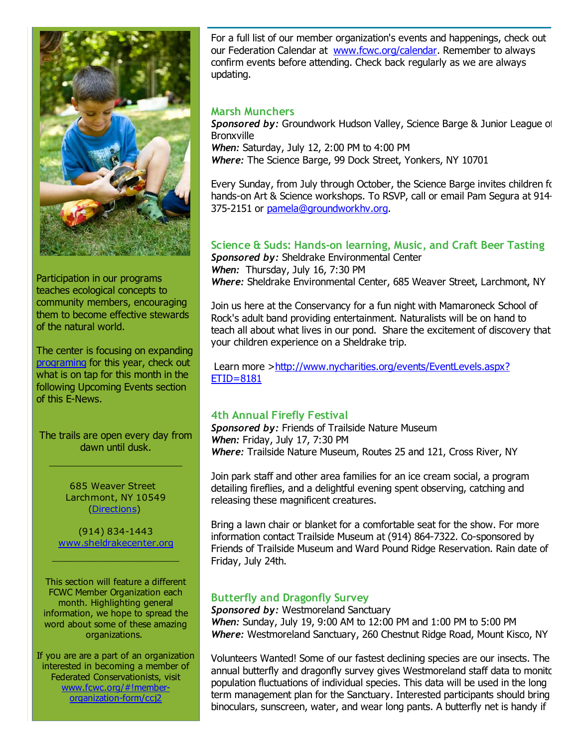Participation in our programs teaches ecological concepts to community members, encouraging them to become effective stewards of the natural world.

The center is focusing on expanding programing for this year, check out what is on tap for this month in the following Upcoming Events section of this E-News.

The trails are open every day from dawn until dusk.

---

685 Weaver Street
Larchmont, NY 10549
(Directions)

(914) 834-1443
www.sheldrakecenter.org

---

This section will feature a different FCWC Member Organization each month. Highlighting general information, we hope to spread the word about some of these amazing organizations.

If you are are a part of an organization interested in becoming a member of Federated Conservationists, visit www.fcwc.org/#!member-organization-form/ccj2

---

For a full list of our member organization's events and happenings, check out our Federation Calendar at www.fcwc.org/calendar. Remember to always confirm events before attending. Check back regularly as we are always updating.

### Marsh Munchers

***Sponsored by:*** Groundwork Hudson Valley, Science Barge & Junior League of Bronxville
***When:*** Saturday, July 12, 2:00 PM to 4:00 PM
***Where:*** The Science Barge, 99 Dock Street, Yonkers, NY 10701

Every Sunday, from July through October, the Science Barge invites children fo hands-on Art & Science workshops. To RSVP, call or email Pam Segura at 914-375-2151 or pamela@groundworkhv.org.

### Science & Suds: Hands-on learning, Music, and Craft Beer Tasting

***Sponsored by:*** Sheldrake Environmental Center
***When:*** Thursday, July 16, 7:30 PM
***Where:*** Sheldrake Environmental Center, 685 Weaver Street, Larchmont, NY

Join us here at the Conservancy for a fun night with Mamaroneck School of Rock's adult band providing entertainment. Naturalists will be on hand to teach all about what lives in our pond. Share the excitement of discovery that your children experience on a Sheldrake trip.

Learn more >http://www.nycharities.org/events/EventLevels.aspx?ETID=8181

### 4th Annual Firefly Festival

***Sponsored by:*** Friends of Trailside Nature Museum
***When:*** Friday, July 17, 7:30 PM
***Where:*** Trailside Nature Museum, Routes 25 and 121, Cross River, NY

Join park staff and other area families for an ice cream social, a program detailing fireflies, and a delightful evening spent observing, catching and releasing these magnificent creatures.

Bring a lawn chair or blanket for a comfortable seat for the show. For more information contact Trailside Museum at (914) 864-7322. Co-sponsored by Friends of Trailside Museum and Ward Pound Ridge Reservation. Rain date of Friday, July 24th.

### Butterfly and Dragonfly Survey

***Sponsored by:*** Westmoreland Sanctuary
***When:*** Sunday, July 19, 9:00 AM to 12:00 PM and 1:00 PM to 5:00 PM
***Where:*** Westmoreland Sanctuary, 260 Chestnut Ridge Road, Mount Kisco, NY

Volunteers Wanted! Some of our fastest declining species are our insects. The annual butterfly and dragonfly survey gives Westmoreland staff data to monitc population fluctuations of individual species. This data will be used in the long term management plan for the Sanctuary. Interested participants should bring binoculars, sunscreen, water, and wear long pants. A butterfly net is handy if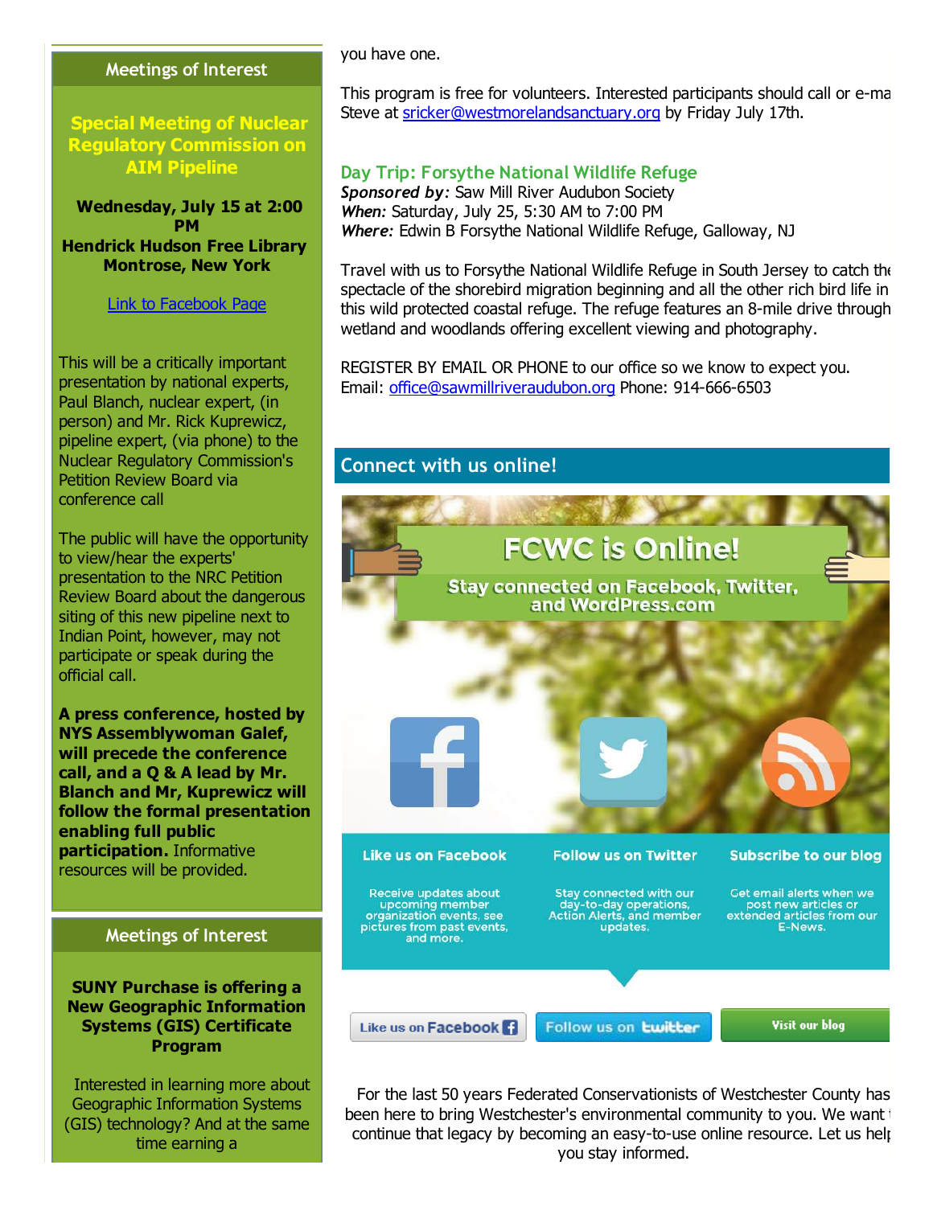## Meetings of Interest

**Special Meeting of Nuclear Regulatory Commission on AIM Pipeline**

**Wednesday, July 15 at 2:00 PM**
**Hendrick Hudson Free Library**
**Montrose, New York**

[Link to Facebook Page]

This will be a critically important presentation by national experts, Paul Blanch, nuclear expert, (in person) and Mr. Rick Kuprewicz, pipeline expert, (via phone) to the Nuclear Regulatory Commission's Petition Review Board via conference call

The public will have the opportunity to view/hear the experts' presentation to the NRC Petition Review Board about the dangerous siting of this new pipeline next to Indian Point, however, may not participate or speak during the official call.

**A press conference, hosted by NYS Assemblywoman Galef, will precede the conference call, and a Q & A lead by Mr. Blanch and Mr, Kuprewicz will follow the formal presentation enabling full public participation.** Informative resources will be provided.

## Meetings of Interest

**SUNY Purchase is offering a New Geographic Information Systems (GIS) Certificate Program**

Interested in learning more about Geographic Information Systems (GIS) technology? And at the same time earning a

you have one.

This program is free for volunteers. Interested participants should call or e-ma Steve at sricker@westmorelandsanctuary.org by Friday July 17th.

### Day Trip: Forsythe National Wildlife Refuge

***Sponsored by:*** Saw Mill River Audubon Society
***When:*** Saturday, July 25, 5:30 AM to 7:00 PM
***Where:*** Edwin B Forsythe National Wildlife Refuge, Galloway, NJ

Travel with us to Forsythe National Wildlife Refuge in South Jersey to catch the spectacle of the shorebird migration beginning and all the other rich bird life in this wild protected coastal refuge. The refuge features an 8-mile drive through wetland and woodlands offering excellent viewing and photography.

REGISTER BY EMAIL OR PHONE to our office so we know to expect you.
Email: office@sawmillriveraudubon.org Phone: 914-666-6503

## Connect with us online!

**FCWC is Online!**

**Stay connected on Facebook, Twitter, and WordPress.com**

**Like us on Facebook**
Receive updates about upcoming member organization events, see pictures from past events, and more.

**Follow us on Twitter**
Stay connected with our day-to-day operations, Action Alerts, and member updates.

**Subscribe to our blog**
Get email alerts when we post new articles or extended articles from our E-News.

Like us on Facebook | Follow us on twitter | Visit our blog

For the last 50 years Federated Conservationists of Westchester County has been here to bring Westchester's environmental community to you. We want to continue that legacy by becoming an easy-to-use online resource. Let us help you stay informed.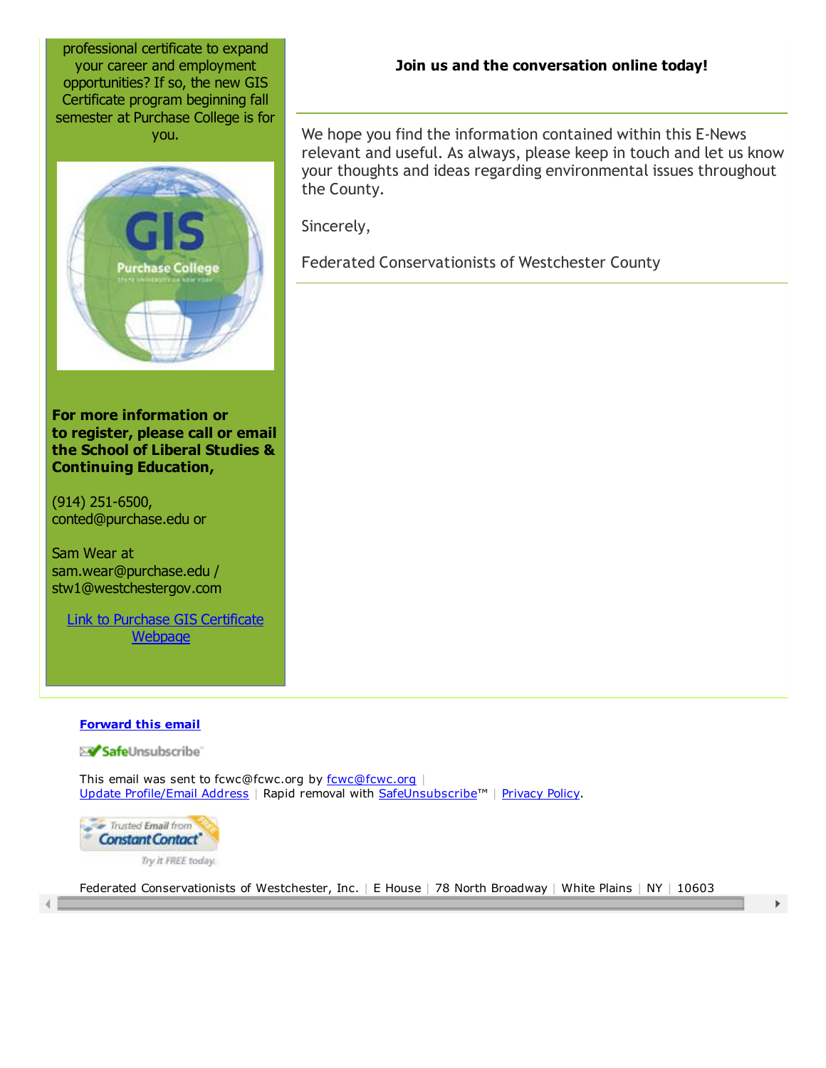professional certificate to expand your career and employment opportunities? If so, the new GIS Certificate program beginning fall semester at Purchase College is for you.

**For more information or to register, please call or email the School of Liberal Studies & Continuing Education,**

(914) 251-6500,
conted@purchase.edu or

Sam Wear at
sam.wear@purchase.edu /
stw1@westchestergov.com

[Link to Purchase GIS Certificate Webpage]

**Join us and the conversation online today!**

We hope you find the information contained within this E-News relevant and useful. As always, please keep in touch and let us know your thoughts and ideas regarding environmental issues throughout the County.

Sincerely,

Federated Conservationists of Westchester County

**Forward this email**

SafeUnsubscribe

This email was sent to fcwc@fcwc.org by fcwc@fcwc.org | Update Profile/Email Address | Rapid removal with SafeUnsubscribe™ | Privacy Policy.

Trusted Email from Constant Contact — Try it FREE today.

Federated Conservationists of Westchester, Inc. | E House | 78 North Broadway | White Plains | NY | 10603